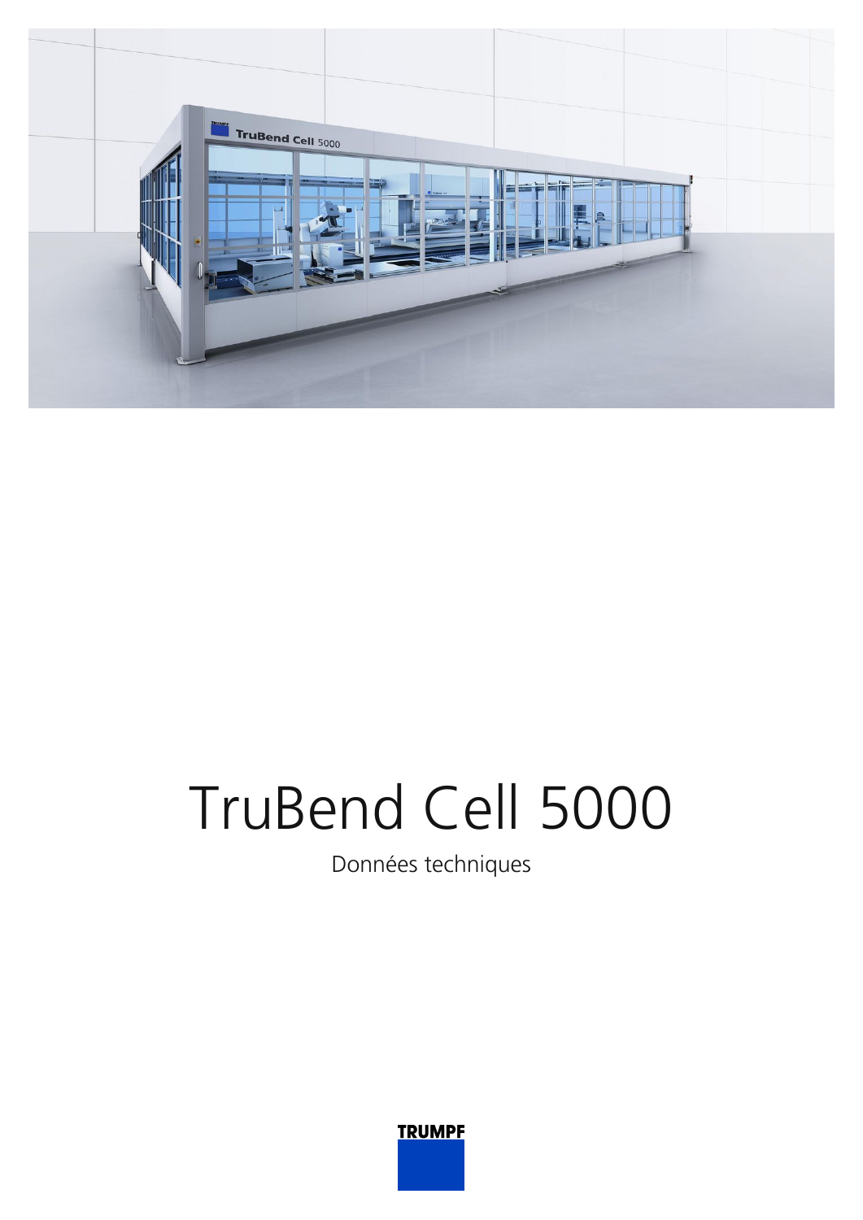# TruBend Cell 5000

Données techniques

TRUMPF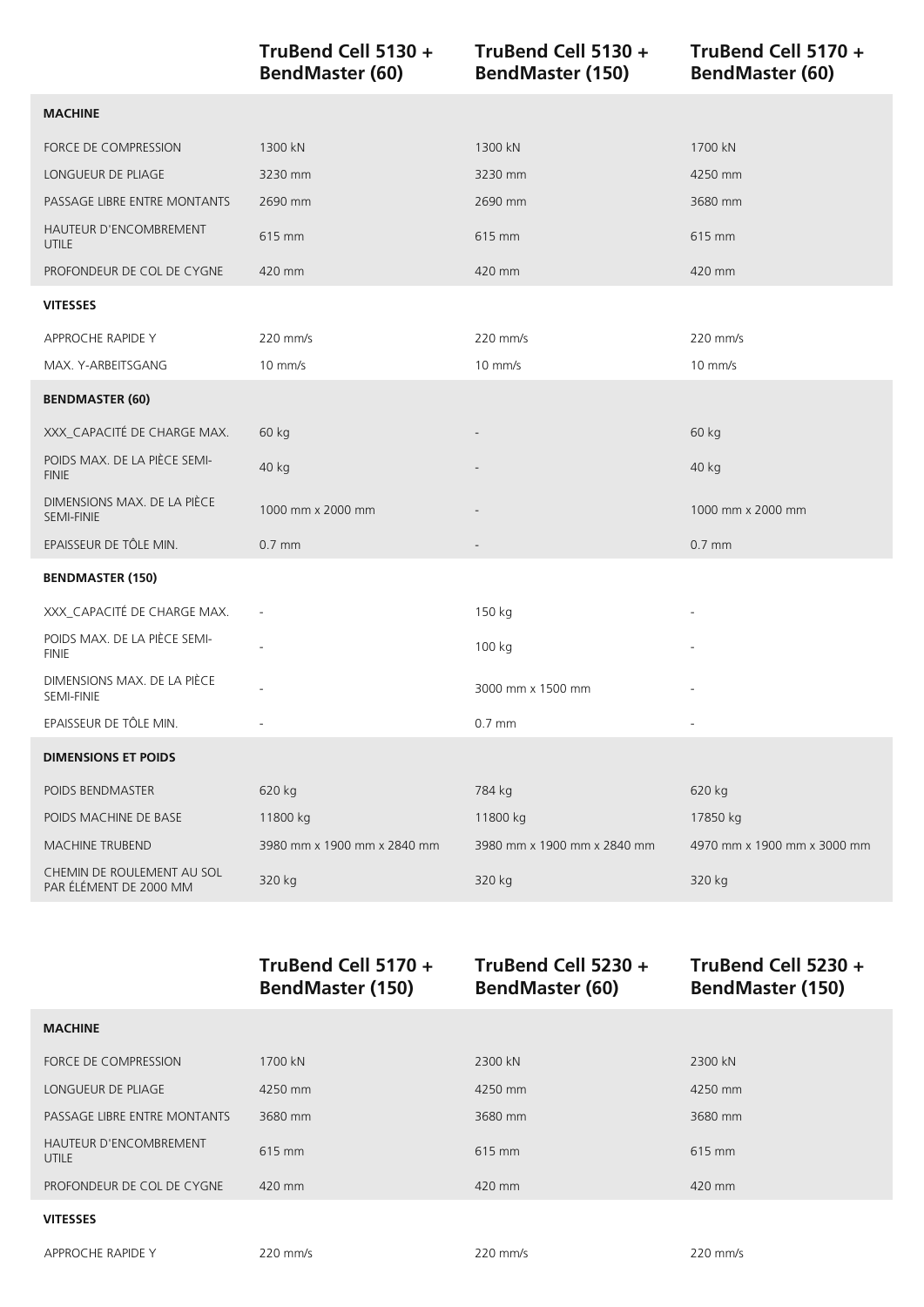| | TruBend Cell 5130 + BendMaster (60) | TruBend Cell 5130 + BendMaster (150) | TruBend Cell 5170 + BendMaster (60) |
|---|---|---|---|
| **MACHINE** | | | |
| FORCE DE COMPRESSION | 1300 kN | 1300 kN | 1700 kN |
| LONGUEUR DE PLIAGE | 3230 mm | 3230 mm | 4250 mm |
| PASSAGE LIBRE ENTRE MONTANTS | 2690 mm | 2690 mm | 3680 mm |
| HAUTEUR D'ENCOMBREMENT UTILE | 615 mm | 615 mm | 615 mm |
| PROFONDEUR DE COL DE CYGNE | 420 mm | 420 mm | 420 mm |
| **VITESSES** | | | |
| APPROCHE RAPIDE Y | 220 mm/s | 220 mm/s | 220 mm/s |
| MAX. Y-ARBEITSGANG | 10 mm/s | 10 mm/s | 10 mm/s |
| **BENDMASTER (60)** | | | |
| XXX_CAPACITÉ DE CHARGE MAX. | 60 kg | - | 60 kg |
| POIDS MAX. DE LA PIÈCE SEMI-FINIE | 40 kg | - | 40 kg |
| DIMENSIONS MAX. DE LA PIÈCE SEMI-FINIE | 1000 mm x 2000 mm | - | 1000 mm x 2000 mm |
| EPAISSEUR DE TÔLE MIN. | 0.7 mm | - | 0.7 mm |
| **BENDMASTER (150)** | | | |
| XXX_CAPACITÉ DE CHARGE MAX. | - | 150 kg | - |
| POIDS MAX. DE LA PIÈCE SEMI-FINIE | - | 100 kg | - |
| DIMENSIONS MAX. DE LA PIÈCE SEMI-FINIE | - | 3000 mm x 1500 mm | - |
| EPAISSEUR DE TÔLE MIN. | - | 0.7 mm | - |
| **DIMENSIONS ET POIDS** | | | |
| POIDS BENDMASTER | 620 kg | 784 kg | 620 kg |
| POIDS MACHINE DE BASE | 11800 kg | 11800 kg | 17850 kg |
| MACHINE TRUBEND | 3980 mm x 1900 mm x 2840 mm | 3980 mm x 1900 mm x 2840 mm | 4970 mm x 1900 mm x 3000 mm |
| CHEMIN DE ROULEMENT AU SOL PAR ÉLÉMENT DE 2000 MM | 320 kg | 320 kg | 320 kg |

| | TruBend Cell 5170 + BendMaster (150) | TruBend Cell 5230 + BendMaster (60) | TruBend Cell 5230 + BendMaster (150) |
|---|---|---|---|
| **MACHINE** | | | |
| FORCE DE COMPRESSION | 1700 kN | 2300 kN | 2300 kN |
| LONGUEUR DE PLIAGE | 4250 mm | 4250 mm | 4250 mm |
| PASSAGE LIBRE ENTRE MONTANTS | 3680 mm | 3680 mm | 3680 mm |
| HAUTEUR D'ENCOMBREMENT UTILE | 615 mm | 615 mm | 615 mm |
| PROFONDEUR DE COL DE CYGNE | 420 mm | 420 mm | 420 mm |
| **VITESSES** | | | |
| APPROCHE RAPIDE Y | 220 mm/s | 220 mm/s | 220 mm/s |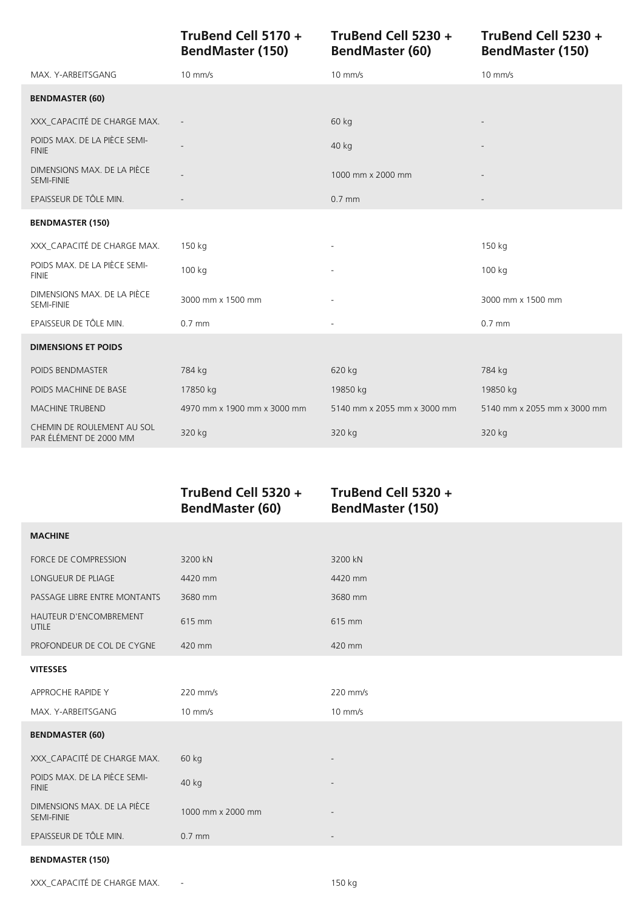| | TruBend Cell 5170 + BendMaster (150) | TruBend Cell 5230 + BendMaster (60) | TruBend Cell 5230 + BendMaster (150) |
|---|---|---|---|
| MAX. Y-ARBEITSGANG | 10 mm/s | 10 mm/s | 10 mm/s |
| **BENDMASTER (60)** | | | |
| XXX_CAPACITÉ DE CHARGE MAX. | - | 60 kg | - |
| POIDS MAX. DE LA PIÈCE SEMI-FINIE | - | 40 kg | - |
| DIMENSIONS MAX. DE LA PIÈCE SEMI-FINIE | - | 1000 mm x 2000 mm | - |
| EPAISSEUR DE TÔLE MIN. | - | 0.7 mm | - |
| **BENDMASTER (150)** | | | |
| XXX_CAPACITÉ DE CHARGE MAX. | 150 kg | - | 150 kg |
| POIDS MAX. DE LA PIÈCE SEMI-FINIE | 100 kg | - | 100 kg |
| DIMENSIONS MAX. DE LA PIÈCE SEMI-FINIE | 3000 mm x 1500 mm | - | 3000 mm x 1500 mm |
| EPAISSEUR DE TÔLE MIN. | 0.7 mm | - | 0.7 mm |
| **DIMENSIONS ET POIDS** | | | |
| POIDS BENDMASTER | 784 kg | 620 kg | 784 kg |
| POIDS MACHINE DE BASE | 17850 kg | 19850 kg | 19850 kg |
| MACHINE TRUBEND | 4970 mm x 1900 mm x 3000 mm | 5140 mm x 2055 mm x 3000 mm | 5140 mm x 2055 mm x 3000 mm |
| CHEMIN DE ROULEMENT AU SOL PAR ÉLÉMENT DE 2000 MM | 320 kg | 320 kg | 320 kg |

| | TruBend Cell 5320 + BendMaster (60) | TruBend Cell 5320 + BendMaster (150) |
|---|---|---|
| **MACHINE** | | |
| FORCE DE COMPRESSION | 3200 kN | 3200 kN |
| LONGUEUR DE PLIAGE | 4420 mm | 4420 mm |
| PASSAGE LIBRE ENTRE MONTANTS | 3680 mm | 3680 mm |
| HAUTEUR D'ENCOMBREMENT UTILE | 615 mm | 615 mm |
| PROFONDEUR DE COL DE CYGNE | 420 mm | 420 mm |
| **VITESSES** | | |
| APPROCHE RAPIDE Y | 220 mm/s | 220 mm/s |
| MAX. Y-ARBEITSGANG | 10 mm/s | 10 mm/s |
| **BENDMASTER (60)** | | |
| XXX_CAPACITÉ DE CHARGE MAX. | 60 kg | - |
| POIDS MAX. DE LA PIÈCE SEMI-FINIE | 40 kg | - |
| DIMENSIONS MAX. DE LA PIÈCE SEMI-FINIE | 1000 mm x 2000 mm | - |
| EPAISSEUR DE TÔLE MIN. | 0.7 mm | - |
| **BENDMASTER (150)** | | |
| XXX_CAPACITÉ DE CHARGE MAX. | - | 150 kg |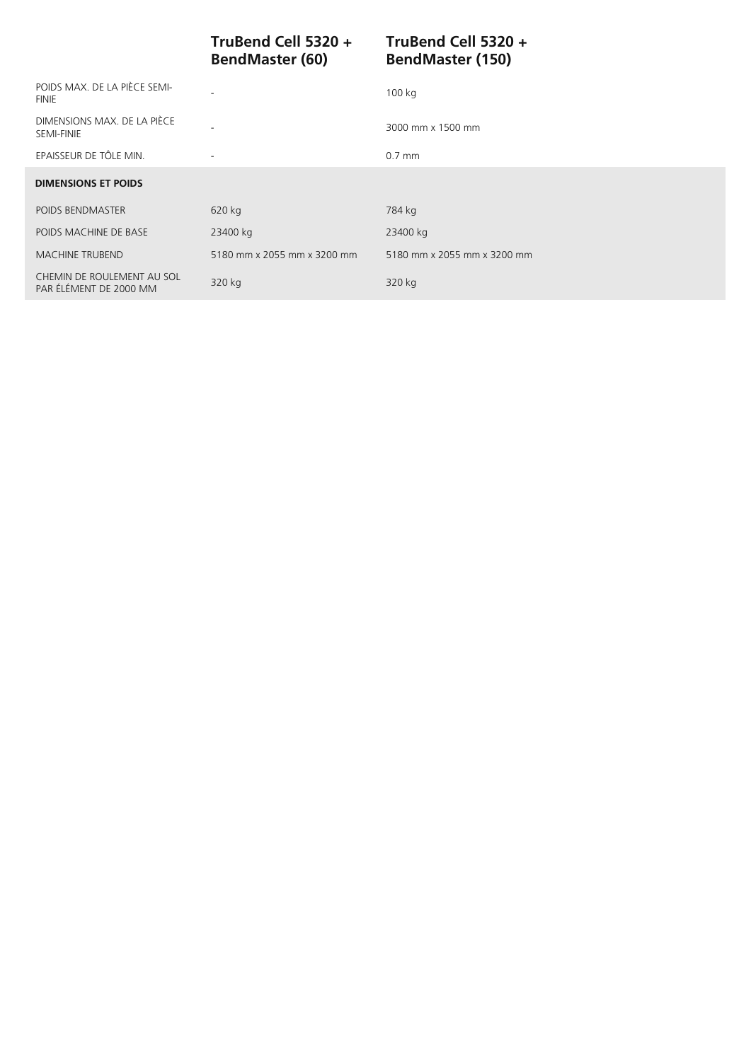| | TruBend Cell 5320 + BendMaster (60) | TruBend Cell 5320 + BendMaster (150) |
|---|---|---|
| POIDS MAX. DE LA PIÈCE SEMI-FINIE | - | 100 kg |
| DIMENSIONS MAX. DE LA PIÈCE SEMI-FINIE | - | 3000 mm x 1500 mm |
| EPAISSEUR DE TÔLE MIN. | - | 0.7 mm |
| **DIMENSIONS ET POIDS** | | |
| POIDS BENDMASTER | 620 kg | 784 kg |
| POIDS MACHINE DE BASE | 23400 kg | 23400 kg |
| MACHINE TRUBEND | 5180 mm x 2055 mm x 3200 mm | 5180 mm x 2055 mm x 3200 mm |
| CHEMIN DE ROULEMENT AU SOL PAR ÉLÉMENT DE 2000 MM | 320 kg | 320 kg |